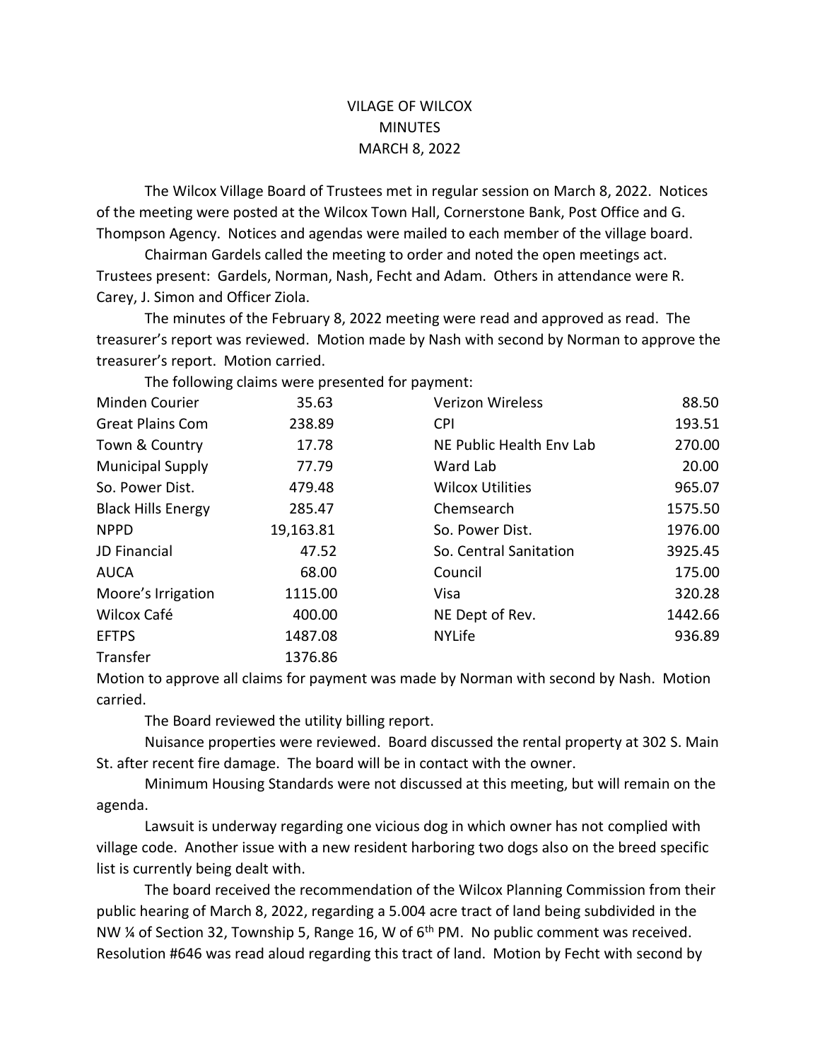# VILAGE OF WILCOX
# MINUTES
# MARCH 8, 2022

The Wilcox Village Board of Trustees met in regular session on March 8, 2022. Notices of the meeting were posted at the Wilcox Town Hall, Cornerstone Bank, Post Office and G. Thompson Agency. Notices and agendas were mailed to each member of the village board.

Chairman Gardels called the meeting to order and noted the open meetings act. Trustees present: Gardels, Norman, Nash, Fecht and Adam. Others in attendance were R. Carey, J. Simon and Officer Ziola.

The minutes of the February 8, 2022 meeting were read and approved as read. The treasurer's report was reviewed. Motion made by Nash with second by Norman to approve the treasurer's report. Motion carried.

The following claims were presented for payment:

| | | | |
|---|---|---|---|
| Minden Courier | 35.63 | Verizon Wireless | 88.50 |
| Great Plains Com | 238.89 | CPI | 193.51 |
| Town & Country | 17.78 | NE Public Health Env Lab | 270.00 |
| Municipal Supply | 77.79 | Ward Lab | 20.00 |
| So. Power Dist. | 479.48 | Wilcox Utilities | 965.07 |
| Black Hills Energy | 285.47 | Chemsearch | 1575.50 |
| NPPD | 19,163.81 | So. Power Dist. | 1976.00 |
| JD Financial | 47.52 | So. Central Sanitation | 3925.45 |
| AUCA | 68.00 | Council | 175.00 |
| Moore's Irrigation | 1115.00 | Visa | 320.28 |
| Wilcox Café | 400.00 | NE Dept of Rev. | 1442.66 |
| EFTPS | 1487.08 | NYLife | 936.89 |
| Transfer | 1376.86 | | |

Motion to approve all claims for payment was made by Norman with second by Nash. Motion carried.

The Board reviewed the utility billing report.

Nuisance properties were reviewed. Board discussed the rental property at 302 S. Main St. after recent fire damage. The board will be in contact with the owner.

Minimum Housing Standards were not discussed at this meeting, but will remain on the agenda.

Lawsuit is underway regarding one vicious dog in which owner has not complied with village code. Another issue with a new resident harboring two dogs also on the breed specific list is currently being dealt with.

The board received the recommendation of the Wilcox Planning Commission from their public hearing of March 8, 2022, regarding a 5.004 acre tract of land being subdivided in the NW ¼ of Section 32, Township 5, Range 16, W of 6th PM. No public comment was received. Resolution #646 was read aloud regarding this tract of land. Motion by Fecht with second by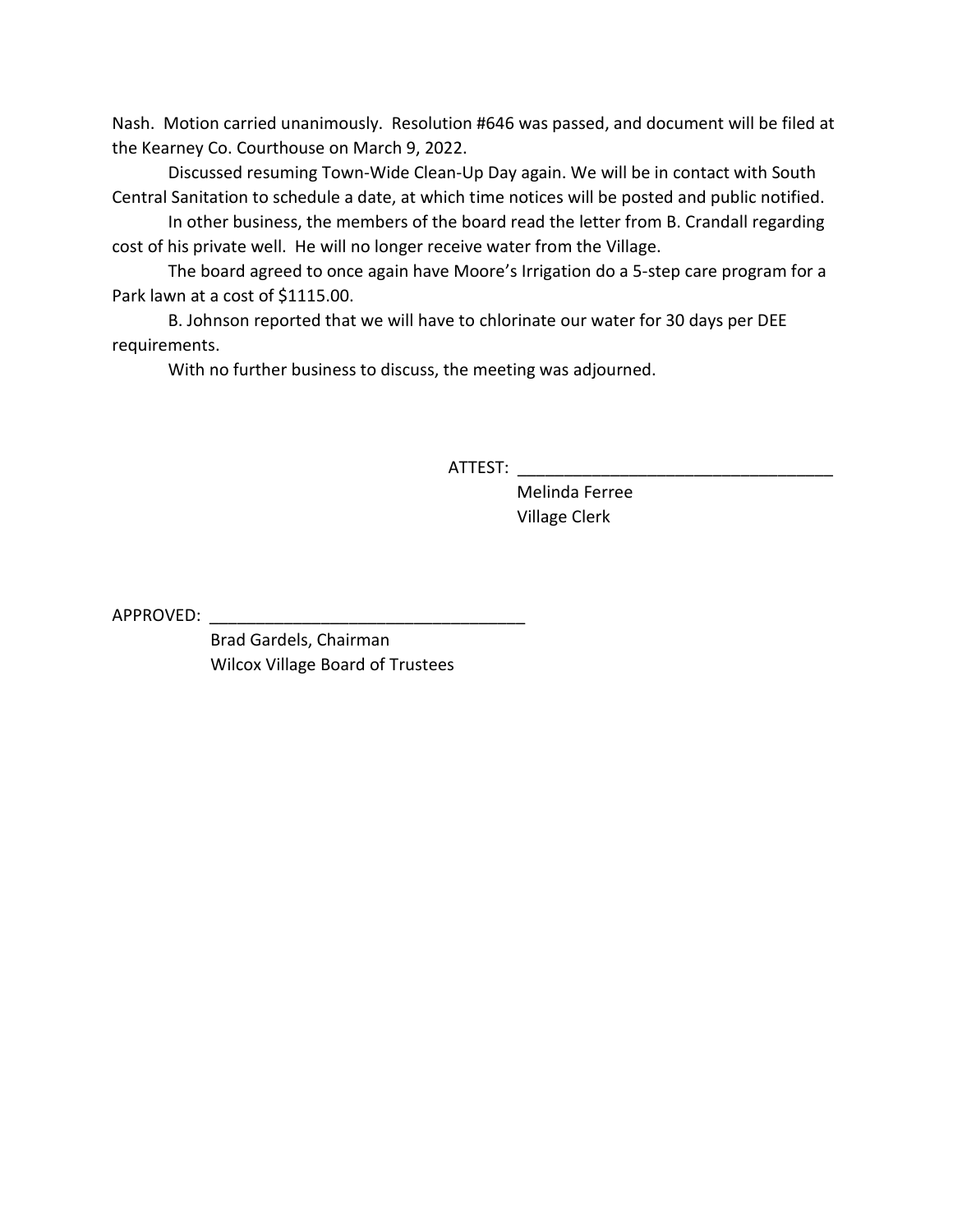Nash. Motion carried unanimously. Resolution #646 was passed, and document will be filed at the Kearney Co. Courthouse on March 9, 2022.

Discussed resuming Town-Wide Clean-Up Day again. We will be in contact with South Central Sanitation to schedule a date, at which time notices will be posted and public notified.

In other business, the members of the board read the letter from B. Crandall regarding cost of his private well. He will no longer receive water from the Village.

The board agreed to once again have Moore's Irrigation do a 5-step care program for a Park lawn at a cost of $1115.00.

B. Johnson reported that we will have to chlorinate our water for 30 days per DEE requirements.

With no further business to discuss, the meeting was adjourned.

ATTEST: ___________________________________

Melinda Ferree
Village Clerk

APPROVED: ___________________________________

Brad Gardels, Chairman
Wilcox Village Board of Trustees